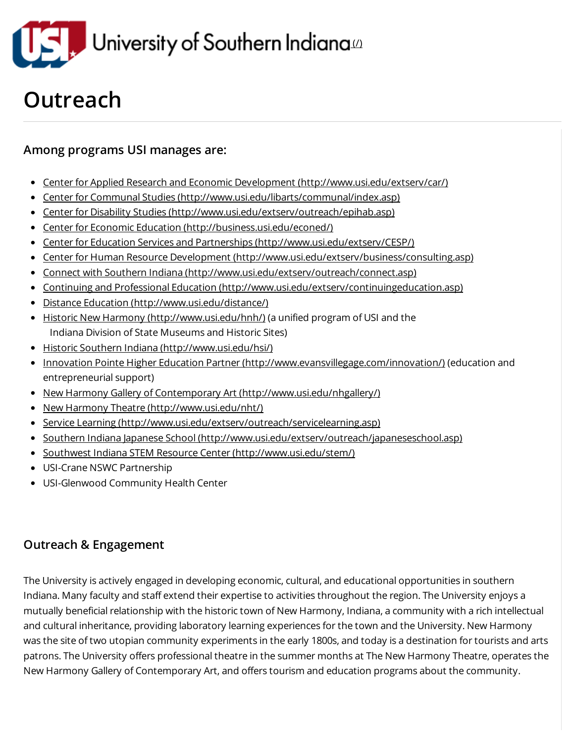University of Southern Indiana (/)

# Outreach

## Among programs USI manages are:

- Center for Applied Research and Economic Development (http://www.usi.edu/extserv/car/)
- Center for Communal Studies (http://www.usi.edu/libarts/communal/index.asp)
- Center for Disability Studies (http://www.usi.edu/extserv/outreach/epihab.asp)
- Center for Economic Education (http://business.usi.edu/econed/)
- Center for Education Services and Partnerships (http://www.usi.edu/extserv/CESP/)
- Center for Human Resource Development (http://www.usi.edu/extserv/business/consulting.asp)
- Connect with Southern Indiana (http://www.usi.edu/extserv/outreach/connect.asp)
- Continuing and Professional Education (http://www.usi.edu/extserv/continuingeducation.asp)
- Distance Education (http://www.usi.edu/distance/)
- Historic New Harmony (http://www.usi.edu/hnh/) (a unified program of USI and the Indiana Division of State Museums and Historic Sites)
- Historic Southern Indiana (http://www.usi.edu/hsi/)
- Innovation Pointe Higher Education Partner (http://www.evansvillegage.com/innovation/) (education and entrepreneurial support)
- New Harmony Gallery of Contemporary Art (http://www.usi.edu/nhgallery/)
- New Harmony Theatre (http://www.usi.edu/nht/)
- Service Learning (http://www.usi.edu/extserv/outreach/servicelearning.asp)
- Southern Indiana Japanese School (http://www.usi.edu/extserv/outreach/japaneseschool.asp)
- Southwest Indiana STEM Resource Center (http://www.usi.edu/stem/)
- USI-Crane NSWC Partnership
- USI-Glenwood Community Health Center

## Outreach & Engagement

The University is actively engaged in developing economic, cultural, and educational opportunities in southern Indiana. Many faculty and staff extend their expertise to activities throughout the region. The University enjoys a mutually beneficial relationship with the historic town of New Harmony, Indiana, a community with a rich intellectual and cultural inheritance, providing laboratory learning experiences for the town and the University. New Harmony was the site of two utopian community experiments in the early 1800s, and today is a destination for tourists and arts patrons. The University offers professional theatre in the summer months at The New Harmony Theatre, operates the New Harmony Gallery of Contemporary Art, and offers tourism and education programs about the community.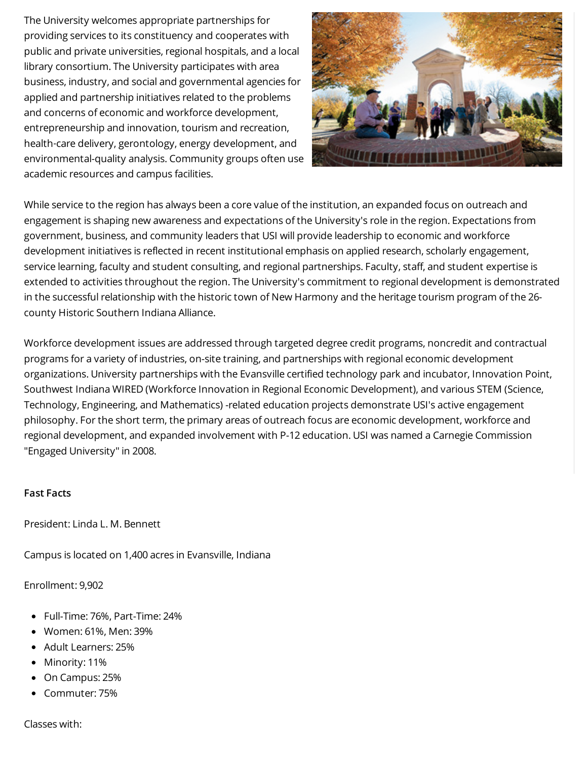The University welcomes appropriate partnerships for providing services to its constituency and cooperates with public and private universities, regional hospitals, and a local library consortium. The University participates with area business, industry, and social and governmental agencies for applied and partnership initiatives related to the problems and concerns of economic and workforce development, entrepreneurship and innovation, tourism and recreation, health-care delivery, gerontology, energy development, and environmental-quality analysis. Community groups often use academic resources and campus facilities.

While service to the region has always been a core value of the institution, an expanded focus on outreach and engagement is shaping new awareness and expectations of the University's role in the region. Expectations from government, business, and community leaders that USI will provide leadership to economic and workforce development initiatives is reflected in recent institutional emphasis on applied research, scholarly engagement, service learning, faculty and student consulting, and regional partnerships. Faculty, staff, and student expertise is extended to activities throughout the region. The University's commitment to regional development is demonstrated in the successful relationship with the historic town of New Harmony and the heritage tourism program of the 26-county Historic Southern Indiana Alliance.

Workforce development issues are addressed through targeted degree credit programs, noncredit and contractual programs for a variety of industries, on-site training, and partnerships with regional economic development organizations. University partnerships with the Evansville certified technology park and incubator, Innovation Point, Southwest Indiana WIRED (Workforce Innovation in Regional Economic Development), and various STEM (Science, Technology, Engineering, and Mathematics) -related education projects demonstrate USI's active engagement philosophy. For the short term, the primary areas of outreach focus are economic development, workforce and regional development, and expanded involvement with P-12 education. USI was named a Carnegie Commission "Engaged University" in 2008.

**Fast Facts**

President: Linda L. M. Bennett

Campus is located on 1,400 acres in Evansville, Indiana

Enrollment: 9,902

- Full-Time: 76%, Part-Time: 24%
- Women: 61%, Men: 39%
- Adult Learners: 25%
- Minority: 11%
- On Campus: 25%
- Commuter: 75%

Classes with: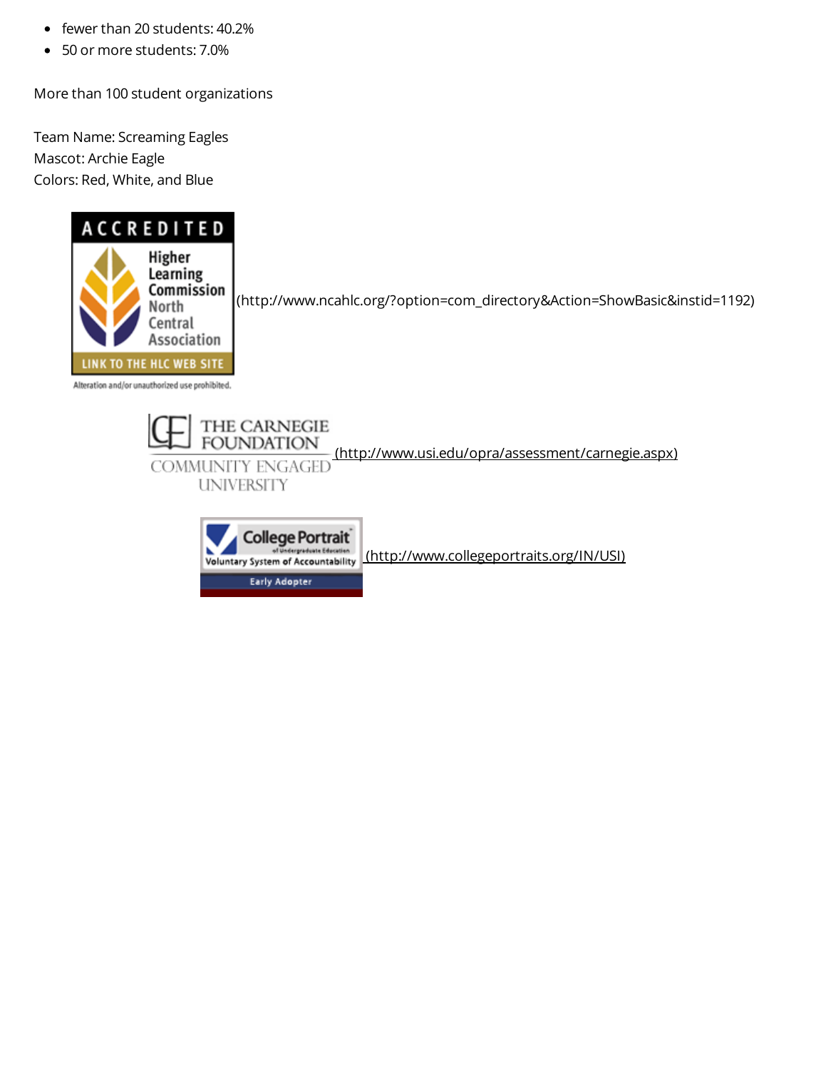- fewer than 20 students: 40.2%
- 50 or more students: 7.0%

More than 100 student organizations

Team Name: Screaming Eagles
Mascot: Archie Eagle
Colors: Red, White, and Blue

ACCREDITED Higher Learning Commission North Central Association LINK TO THE HLC WEB SITE (http://www.ncahlc.org/?option=com_directory&Action=ShowBasic&instid=1192)

Alteration and/or unauthorized use prohibited.

THE CARNEGIE FOUNDATION COMMUNITY ENGAGED UNIVERSITY (http://www.usi.edu/opra/assessment/carnegie.aspx)

College Portrait of Undergraduate Education Voluntary System of Accountability Early Adopter (http://www.collegeportraits.org/IN/USI)